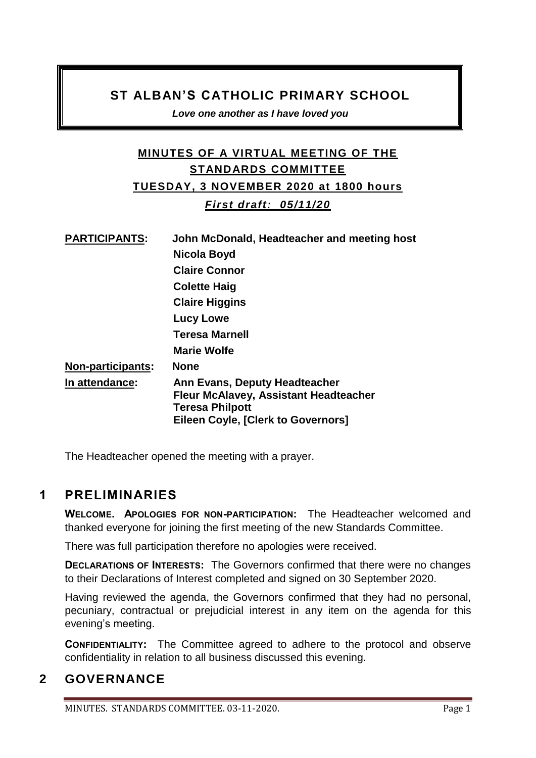# ST ALBAN'S CATHOLIC PRIMARY SCHOOL

***Love one another as I have loved you***

## MINUTES OF A VIRTUAL MEETING OF THE STANDARDS COMMITTEE

## TUESDAY, 3 NOVEMBER 2020 at 1800 hours

***First draft: 05/11/20***

| | |
|---|---|
| **PARTICIPANTS:** | **John McDonald, Headteacher and meeting host** |
| | **Nicola Boyd** |
| | **Claire Connor** |
| | **Colette Haig** |
| | **Claire Higgins** |
| | **Lucy Lowe** |
| | **Teresa Marnell** |
| | **Marie Wolfe** |
| **Non-participants:** | **None** |
| **In attendance:** | **Ann Evans, Deputy Headteacher**<br>**Fleur McAlavey, Assistant Headteacher**<br>**Teresa Philpott**<br>**Eileen Coyle, [Clerk to Governors]** |

The Headteacher opened the meeting with a prayer.

## 1 PRELIMINARIES

**WELCOME. APOLOGIES FOR NON-PARTICIPATION:** The Headteacher welcomed and thanked everyone for joining the first meeting of the new Standards Committee.

There was full participation therefore no apologies were received.

**DECLARATIONS OF INTERESTS:** The Governors confirmed that there were no changes to their Declarations of Interest completed and signed on 30 September 2020.

Having reviewed the agenda, the Governors confirmed that they had no personal, pecuniary, contractual or prejudicial interest in any item on the agenda for this evening's meeting.

**CONFIDENTIALITY:** The Committee agreed to adhere to the protocol and observe confidentiality in relation to all business discussed this evening.

## 2 GOVERNANCE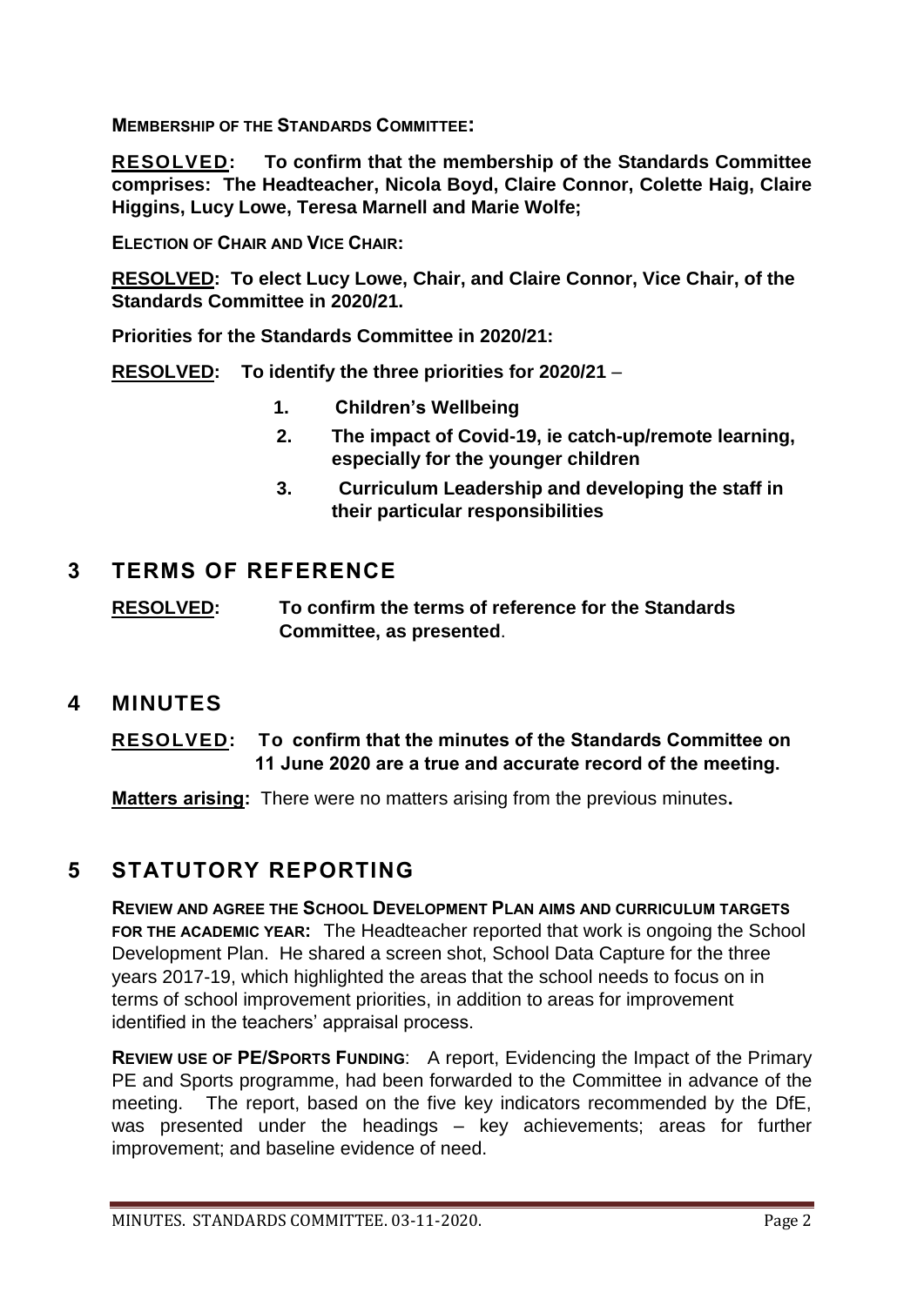**MEMBERSHIP OF THE STANDARDS COMMITTEE:**

**RESOLVED: To confirm that the membership of the Standards Committee comprises: The Headteacher, Nicola Boyd, Claire Connor, Colette Haig, Claire Higgins, Lucy Lowe, Teresa Marnell and Marie Wolfe;**

**ELECTION OF CHAIR AND VICE CHAIR:**

**RESOLVED: To elect Lucy Lowe, Chair, and Claire Connor, Vice Chair, of the Standards Committee in 2020/21.**

**Priorities for the Standards Committee in 2020/21:**

**RESOLVED: To identify the three priorities for 2020/21** –

1. **Children's Wellbeing**
2. **The impact of Covid-19, ie catch-up/remote learning, especially for the younger children**
3. **Curriculum Leadership and developing the staff in their particular responsibilities**

## 3 TERMS OF REFERENCE

**RESOLVED: To confirm the terms of reference for the Standards Committee, as presented**.

## 4 MINUTES

**RESOLVED: To confirm that the minutes of the Standards Committee on 11 June 2020 are a true and accurate record of the meeting.**

**Matters arising:** There were no matters arising from the previous minutes**.**

## 5 STATUTORY REPORTING

**REVIEW AND AGREE THE SCHOOL DEVELOPMENT PLAN AIMS AND CURRICULUM TARGETS FOR THE ACADEMIC YEAR:** The Headteacher reported that work is ongoing the School Development Plan. He shared a screen shot, School Data Capture for the three years 2017-19, which highlighted the areas that the school needs to focus on in terms of school improvement priorities, in addition to areas for improvement identified in the teachers' appraisal process.

**REVIEW USE OF PE/SPORTS FUNDING**: A report, Evidencing the Impact of the Primary PE and Sports programme, had been forwarded to the Committee in advance of the meeting. The report, based on the five key indicators recommended by the DfE, was presented under the headings – key achievements; areas for further improvement; and baseline evidence of need.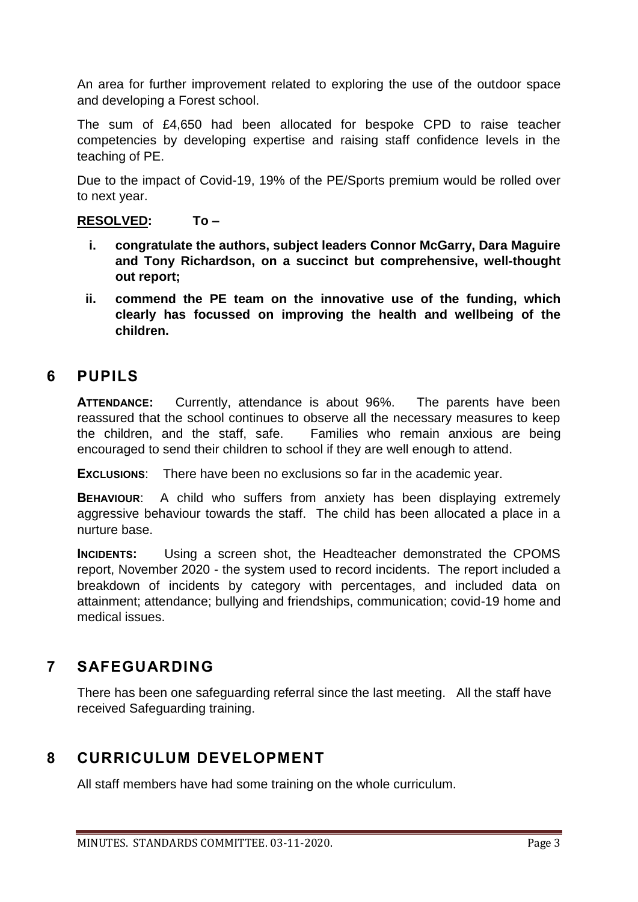An area for further improvement related to exploring the use of the outdoor space and developing a Forest school.

The sum of £4,650 had been allocated for bespoke CPD to raise teacher competencies by developing expertise and raising staff confidence levels in the teaching of PE.

Due to the impact of Covid-19, 19% of the PE/Sports premium would be rolled over to next year.

**RESOLVED: To –**

- **i. congratulate the authors, subject leaders Connor McGarry, Dara Maguire and Tony Richardson, on a succinct but comprehensive, well-thought out report;**
- **ii. commend the PE team on the innovative use of the funding, which clearly has focussed on improving the health and wellbeing of the children.**

## 6 PUPILS

**ATTENDANCE:** Currently, attendance is about 96%. The parents have been reassured that the school continues to observe all the necessary measures to keep the children, and the staff, safe. Families who remain anxious are being encouraged to send their children to school if they are well enough to attend.

**EXCLUSIONS**: There have been no exclusions so far in the academic year.

**BEHAVIOUR**: A child who suffers from anxiety has been displaying extremely aggressive behaviour towards the staff. The child has been allocated a place in a nurture base.

**INCIDENTS:** Using a screen shot, the Headteacher demonstrated the CPOMS report, November 2020 - the system used to record incidents. The report included a breakdown of incidents by category with percentages, and included data on attainment; attendance; bullying and friendships, communication; covid-19 home and medical issues.

## 7 SAFEGUARDING

There has been one safeguarding referral since the last meeting. All the staff have received Safeguarding training.

## 8 CURRICULUM DEVELOPMENT

All staff members have had some training on the whole curriculum.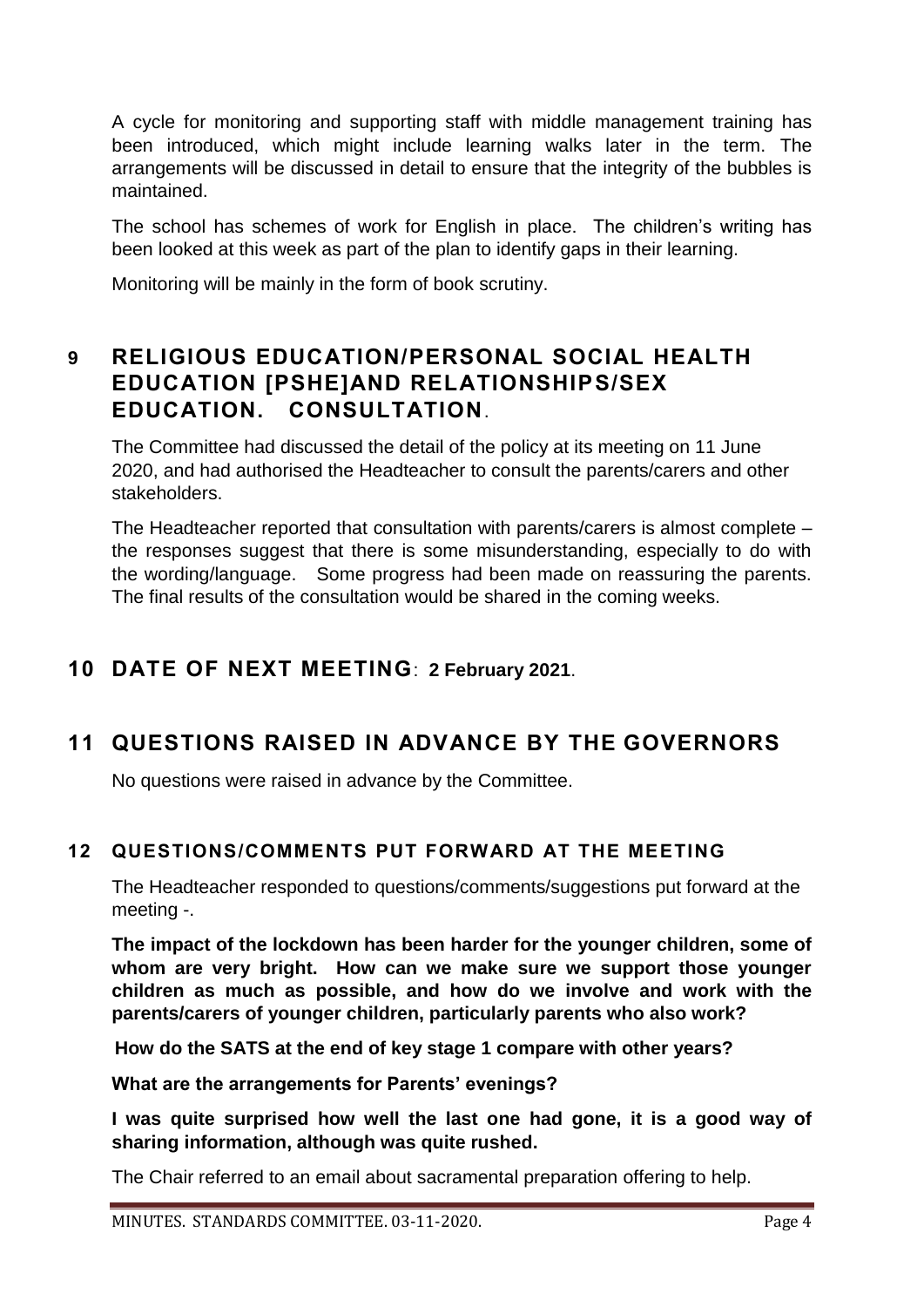A cycle for monitoring and supporting staff with middle management training has been introduced, which might include learning walks later in the term. The arrangements will be discussed in detail to ensure that the integrity of the bubbles is maintained.

The school has schemes of work for English in place. The children's writing has been looked at this week as part of the plan to identify gaps in their learning.

Monitoring will be mainly in the form of book scrutiny.

## 9 RELIGIOUS EDUCATION/PERSONAL SOCIAL HEALTH EDUCATION [PSHE]AND RELATIONSHIPS/SEX EDUCATION. CONSULTATION.

The Committee had discussed the detail of the policy at its meeting on 11 June 2020, and had authorised the Headteacher to consult the parents/carers and other stakeholders.

The Headteacher reported that consultation with parents/carers is almost complete – the responses suggest that there is some misunderstanding, especially to do with the wording/language. Some progress had been made on reassuring the parents. The final results of the consultation would be shared in the coming weeks.

## 10 DATE OF NEXT MEETING: 2 February 2021.

## 11 QUESTIONS RAISED IN ADVANCE BY THE GOVERNORS

No questions were raised in advance by the Committee.

### 12 QUESTIONS/COMMENTS PUT FORWARD AT THE MEETING

The Headteacher responded to questions/comments/suggestions put forward at the meeting -.

**The impact of the lockdown has been harder for the younger children, some of whom are very bright. How can we make sure we support those younger children as much as possible, and how do we involve and work with the parents/carers of younger children, particularly parents who also work?**

**How do the SATS at the end of key stage 1 compare with other years?**

**What are the arrangements for Parents' evenings?**

**I was quite surprised how well the last one had gone, it is a good way of sharing information, although was quite rushed.**

The Chair referred to an email about sacramental preparation offering to help.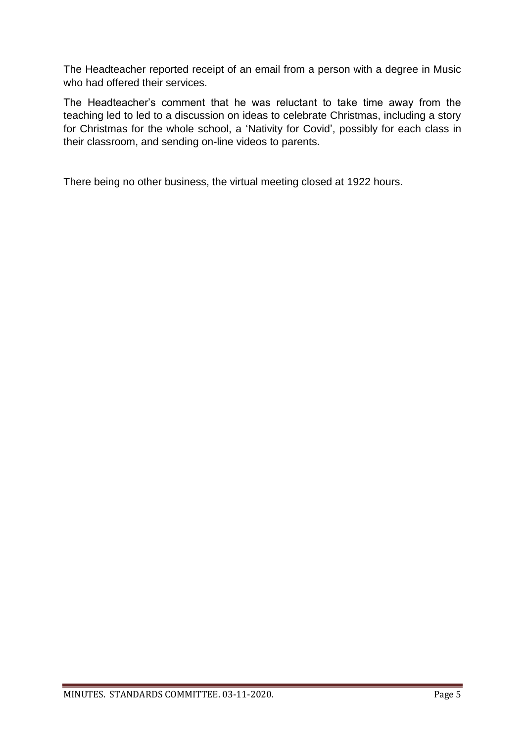The Headteacher reported receipt of an email from a person with a degree in Music who had offered their services.

The Headteacher's comment that he was reluctant to take time away from the teaching led to led to a discussion on ideas to celebrate Christmas, including a story for Christmas for the whole school, a 'Nativity for Covid', possibly for each class in their classroom, and sending on-line videos to parents.

There being no other business, the virtual meeting closed at 1922 hours.